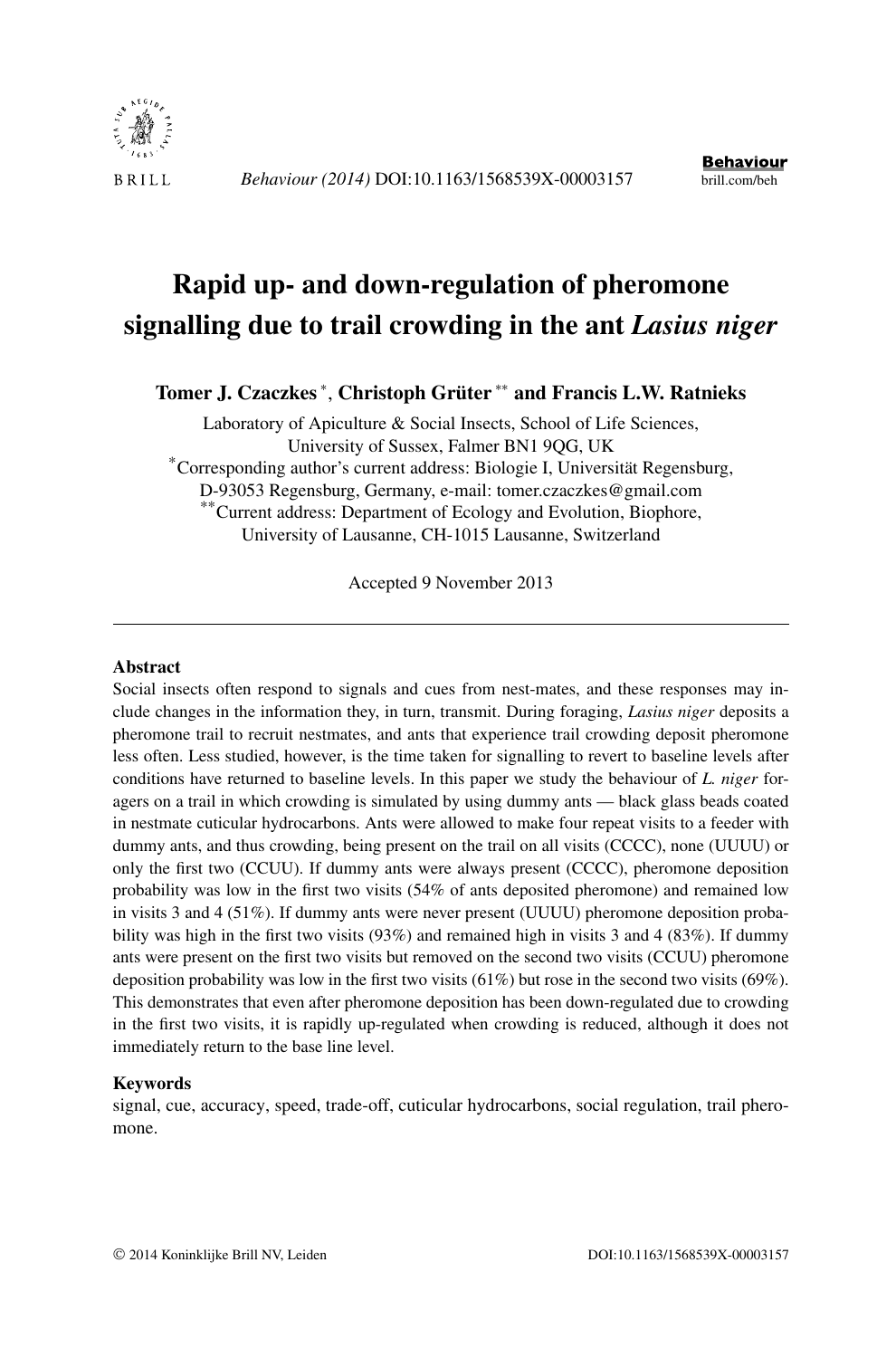# Rapid up- and down-regulation of pheromone signalling due to trail crowding in the ant *Lasius niger*

**Tomer J. Czaczkes** [*], **Christoph Grüter** [**] **and Francis L.W. Ratnieks**

Laboratory of Apiculture & Social Insects, School of Life Sciences, University of Sussex, Falmer BN1 9QG, UK

[*]Corresponding author's current address: Biologie I, Universität Regensburg, D-93053 Regensburg, Germany, e-mail: tomer.czaczkes@gmail.com

[**]Current address: Department of Ecology and Evolution, Biophore, University of Lausanne, CH-1015 Lausanne, Switzerland

Accepted 9 November 2013

## Abstract

Social insects often respond to signals and cues from nest-mates, and these responses may include changes in the information they, in turn, transmit. During foraging, *Lasius niger* deposits a pheromone trail to recruit nestmates, and ants that experience trail crowding deposit pheromone less often. Less studied, however, is the time taken for signalling to revert to baseline levels after conditions have returned to baseline levels. In this paper we study the behaviour of *L. niger* foragers on a trail in which crowding is simulated by using dummy ants — black glass beads coated in nestmate cuticular hydrocarbons. Ants were allowed to make four repeat visits to a feeder with dummy ants, and thus crowding, being present on the trail on all visits (CCCC), none (UUUU) or only the first two (CCUU). If dummy ants were always present (CCCC), pheromone deposition probability was low in the first two visits (54% of ants deposited pheromone) and remained low in visits 3 and 4 (51%). If dummy ants were never present (UUUU) pheromone deposition probability was high in the first two visits (93%) and remained high in visits 3 and 4 (83%). If dummy ants were present on the first two visits but removed on the second two visits (CCUU) pheromone deposition probability was low in the first two visits (61%) but rose in the second two visits (69%). This demonstrates that even after pheromone deposition has been down-regulated due to crowding in the first two visits, it is rapidly up-regulated when crowding is reduced, although it does not immediately return to the base line level.

## Keywords

signal, cue, accuracy, speed, trade-off, cuticular hydrocarbons, social regulation, trail pheromone.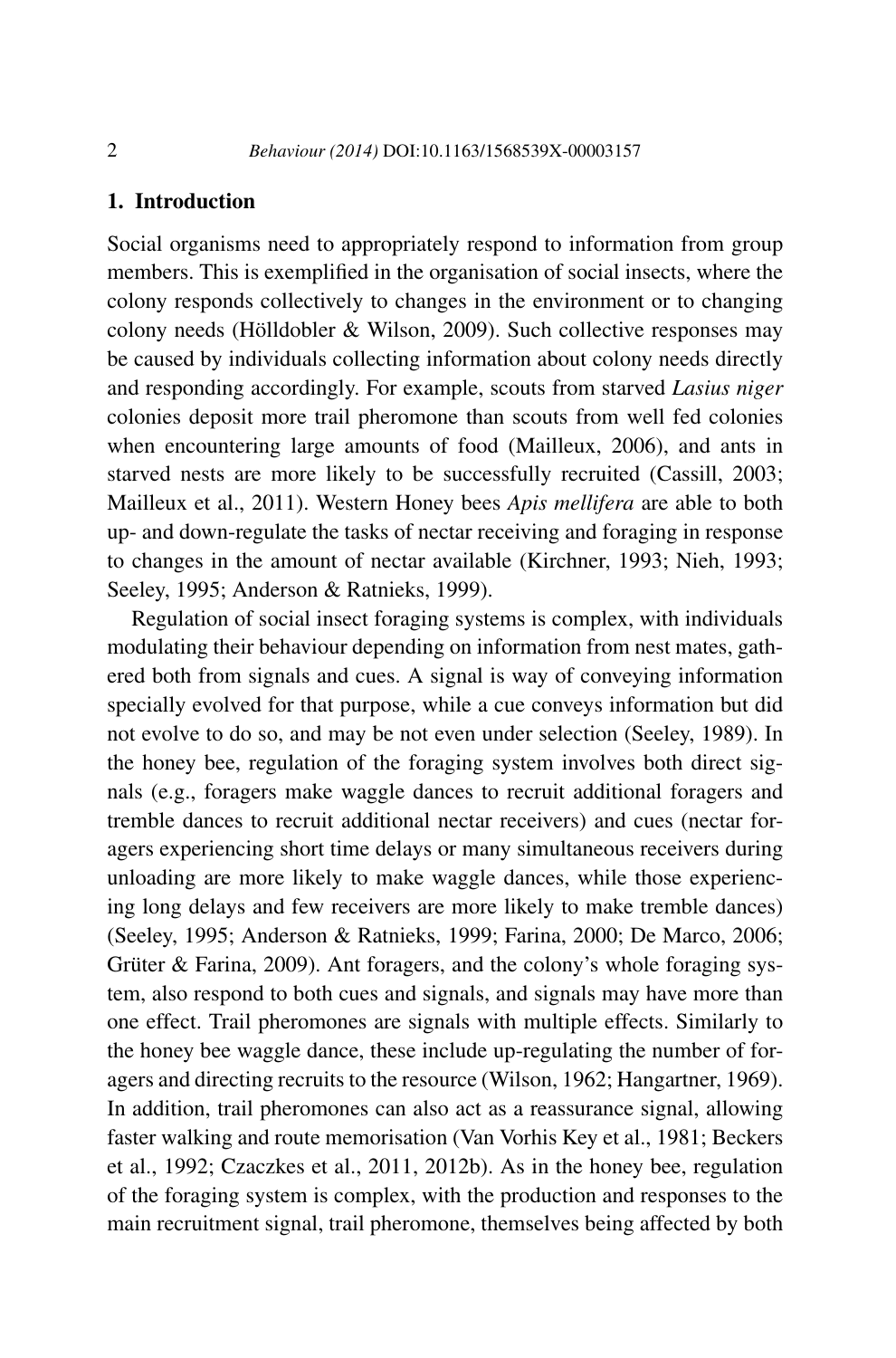## 1. Introduction

Social organisms need to appropriately respond to information from group members. This is exemplified in the organisation of social insects, where the colony responds collectively to changes in the environment or to changing colony needs (Hölldobler & Wilson, 2009). Such collective responses may be caused by individuals collecting information about colony needs directly and responding accordingly. For example, scouts from starved *Lasius niger* colonies deposit more trail pheromone than scouts from well fed colonies when encountering large amounts of food (Mailleux, 2006), and ants in starved nests are more likely to be successfully recruited (Cassill, 2003; Mailleux et al., 2011). Western Honey bees *Apis mellifera* are able to both up- and down-regulate the tasks of nectar receiving and foraging in response to changes in the amount of nectar available (Kirchner, 1993; Nieh, 1993; Seeley, 1995; Anderson & Ratnieks, 1999).

Regulation of social insect foraging systems is complex, with individuals modulating their behaviour depending on information from nest mates, gathered both from signals and cues. A signal is way of conveying information specially evolved for that purpose, while a cue conveys information but did not evolve to do so, and may be not even under selection (Seeley, 1989). In the honey bee, regulation of the foraging system involves both direct signals (e.g., foragers make waggle dances to recruit additional foragers and tremble dances to recruit additional nectar receivers) and cues (nectar foragers experiencing short time delays or many simultaneous receivers during unloading are more likely to make waggle dances, while those experiencing long delays and few receivers are more likely to make tremble dances) (Seeley, 1995; Anderson & Ratnieks, 1999; Farina, 2000; De Marco, 2006; Grüter & Farina, 2009). Ant foragers, and the colony's whole foraging system, also respond to both cues and signals, and signals may have more than one effect. Trail pheromones are signals with multiple effects. Similarly to the honey bee waggle dance, these include up-regulating the number of foragers and directing recruits to the resource (Wilson, 1962; Hangartner, 1969). In addition, trail pheromones can also act as a reassurance signal, allowing faster walking and route memorisation (Van Vorhis Key et al., 1981; Beckers et al., 1992; Czaczkes et al., 2011, 2012b). As in the honey bee, regulation of the foraging system is complex, with the production and responses to the main recruitment signal, trail pheromone, themselves being affected by both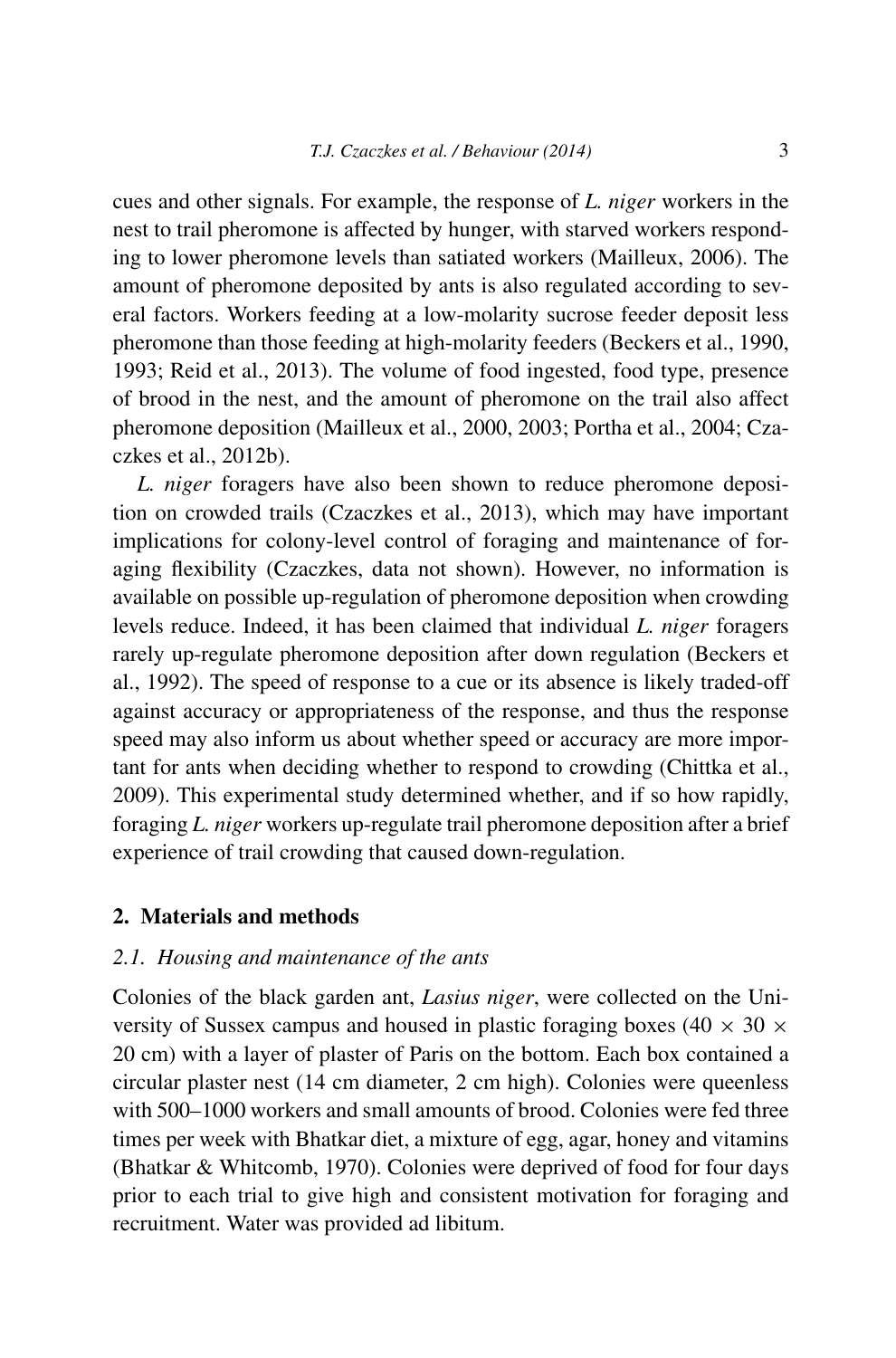cues and other signals. For example, the response of *L. niger* workers in the nest to trail pheromone is affected by hunger, with starved workers responding to lower pheromone levels than satiated workers (Mailleux, 2006). The amount of pheromone deposited by ants is also regulated according to several factors. Workers feeding at a low-molarity sucrose feeder deposit less pheromone than those feeding at high-molarity feeders (Beckers et al., 1990, 1993; Reid et al., 2013). The volume of food ingested, food type, presence of brood in the nest, and the amount of pheromone on the trail also affect pheromone deposition (Mailleux et al., 2000, 2003; Portha et al., 2004; Czaczkes et al., 2012b).

*L. niger* foragers have also been shown to reduce pheromone deposition on crowded trails (Czaczkes et al., 2013), which may have important implications for colony-level control of foraging and maintenance of foraging flexibility (Czaczkes, data not shown). However, no information is available on possible up-regulation of pheromone deposition when crowding levels reduce. Indeed, it has been claimed that individual *L. niger* foragers rarely up-regulate pheromone deposition after down regulation (Beckers et al., 1992). The speed of response to a cue or its absence is likely traded-off against accuracy or appropriateness of the response, and thus the response speed may also inform us about whether speed or accuracy are more important for ants when deciding whether to respond to crowding (Chittka et al., 2009). This experimental study determined whether, and if so how rapidly, foraging *L. niger* workers up-regulate trail pheromone deposition after a brief experience of trail crowding that caused down-regulation.

## 2. Materials and methods

### *2.1. Housing and maintenance of the ants*

Colonies of the black garden ant, *Lasius niger*, were collected on the University of Sussex campus and housed in plastic foraging boxes (40 × 30 × 20 cm) with a layer of plaster of Paris on the bottom. Each box contained a circular plaster nest (14 cm diameter, 2 cm high). Colonies were queenless with 500–1000 workers and small amounts of brood. Colonies were fed three times per week with Bhatkar diet, a mixture of egg, agar, honey and vitamins (Bhatkar & Whitcomb, 1970). Colonies were deprived of food for four days prior to each trial to give high and consistent motivation for foraging and recruitment. Water was provided ad libitum.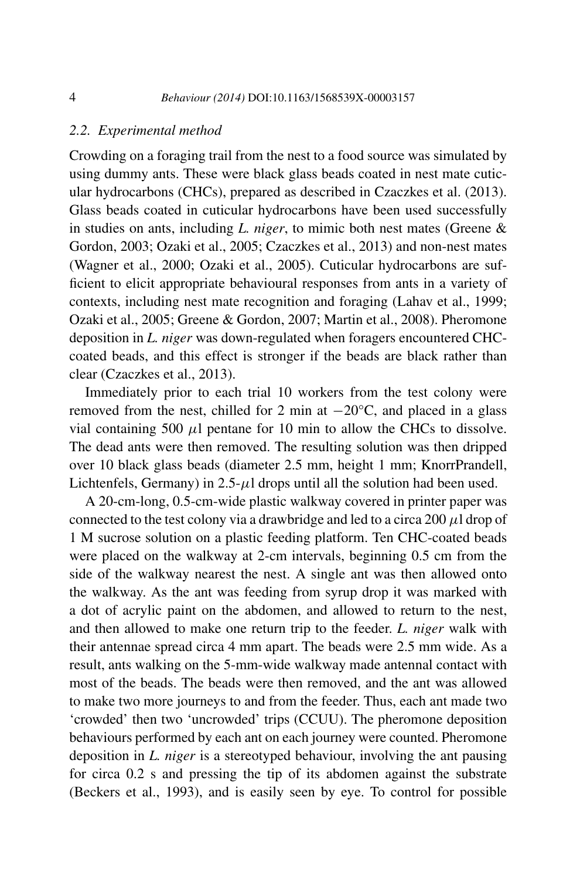### 2.2. Experimental method

Crowding on a foraging trail from the nest to a food source was simulated by using dummy ants. These were black glass beads coated in nest mate cuticular hydrocarbons (CHCs), prepared as described in Czaczkes et al. (2013). Glass beads coated in cuticular hydrocarbons have been used successfully in studies on ants, including *L. niger*, to mimic both nest mates (Greene & Gordon, 2003; Ozaki et al., 2005; Czaczkes et al., 2013) and non-nest mates (Wagner et al., 2000; Ozaki et al., 2005). Cuticular hydrocarbons are sufficient to elicit appropriate behavioural responses from ants in a variety of contexts, including nest mate recognition and foraging (Lahav et al., 1999; Ozaki et al., 2005; Greene & Gordon, 2007; Martin et al., 2008). Pheromone deposition in *L. niger* was down-regulated when foragers encountered CHC-coated beads, and this effect is stronger if the beads are black rather than clear (Czaczkes et al., 2013).

Immediately prior to each trial 10 workers from the test colony were removed from the nest, chilled for 2 min at $-20°C$, and placed in a glass vial containing 500 $\mu$l pentane for 10 min to allow the CHCs to dissolve. The dead ants were then removed. The resulting solution was then dripped over 10 black glass beads (diameter 2.5 mm, height 1 mm; KnorrPrandell, Lichtenfels, Germany) in 2.5-$\mu$l drops until all the solution had been used.

A 20-cm-long, 0.5-cm-wide plastic walkway covered in printer paper was connected to the test colony via a drawbridge and led to a circa 200 $\mu$l drop of 1 M sucrose solution on a plastic feeding platform. Ten CHC-coated beads were placed on the walkway at 2-cm intervals, beginning 0.5 cm from the side of the walkway nearest the nest. A single ant was then allowed onto the walkway. As the ant was feeding from syrup drop it was marked with a dot of acrylic paint on the abdomen, and allowed to return to the nest, and then allowed to make one return trip to the feeder. *L. niger* walk with their antennae spread circa 4 mm apart. The beads were 2.5 mm wide. As a result, ants walking on the 5-mm-wide walkway made antennal contact with most of the beads. The beads were then removed, and the ant was allowed to make two more journeys to and from the feeder. Thus, each ant made two 'crowded' then two 'uncrowded' trips (CCUU). The pheromone deposition behaviours performed by each ant on each journey were counted. Pheromone deposition in *L. niger* is a stereotyped behaviour, involving the ant pausing for circa 0.2 s and pressing the tip of its abdomen against the substrate (Beckers et al., 1993), and is easily seen by eye. To control for possible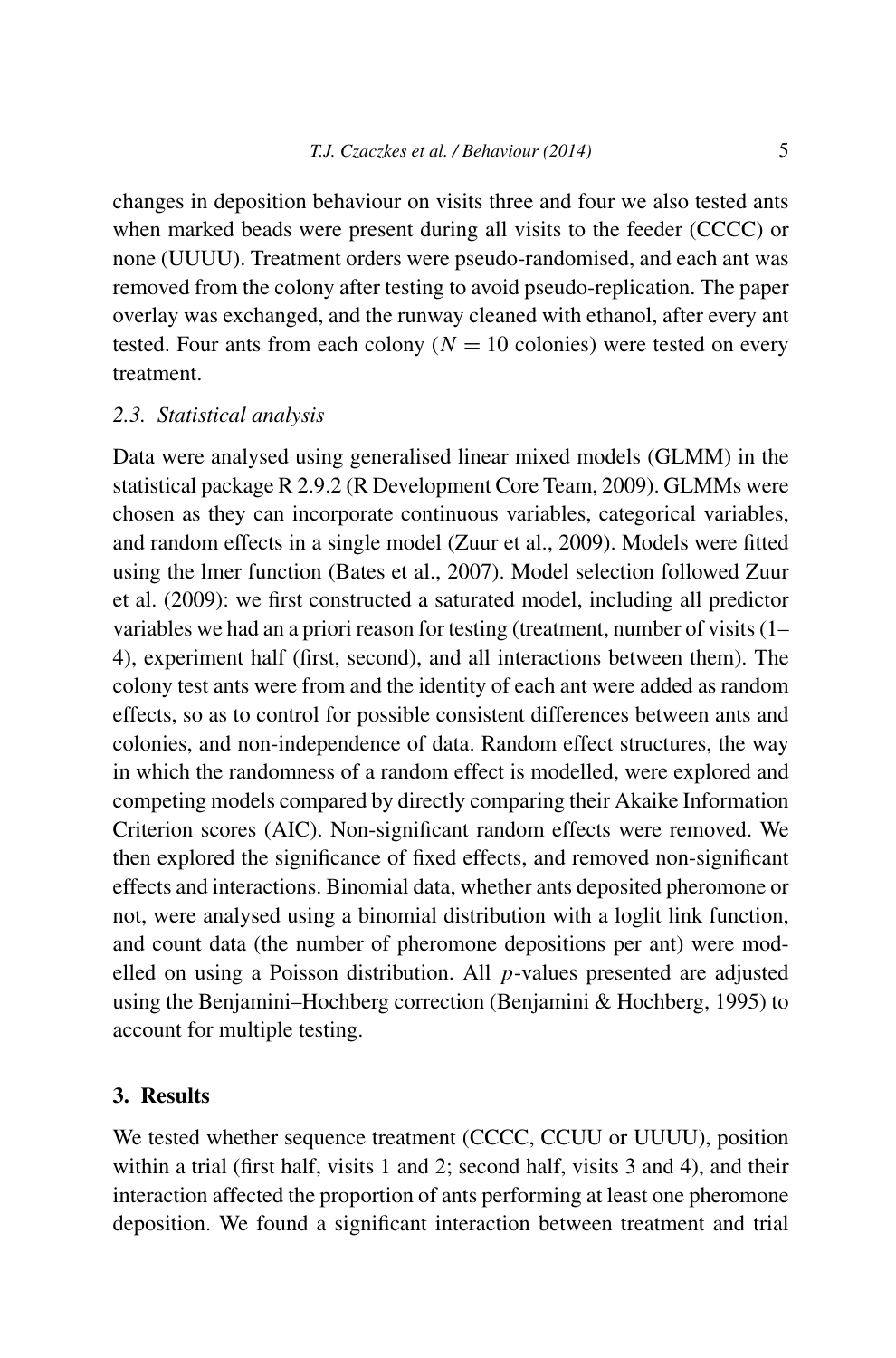changes in deposition behaviour on visits three and four we also tested ants when marked beads were present during all visits to the feeder (CCCC) or none (UUUU). Treatment orders were pseudo-randomised, and each ant was removed from the colony after testing to avoid pseudo-replication. The paper overlay was exchanged, and the runway cleaned with ethanol, after every ant tested. Four ants from each colony ($N = 10$ colonies) were tested on every treatment.

### 2.3. *Statistical analysis*

Data were analysed using generalised linear mixed models (GLMM) in the statistical package R 2.9.2 (R Development Core Team, 2009). GLMMs were chosen as they can incorporate continuous variables, categorical variables, and random effects in a single model (Zuur et al., 2009). Models were fitted using the lmer function (Bates et al., 2007). Model selection followed Zuur et al. (2009): we first constructed a saturated model, including all predictor variables we had an a priori reason for testing (treatment, number of visits (1–4), experiment half (first, second), and all interactions between them). The colony test ants were from and the identity of each ant were added as random effects, so as to control for possible consistent differences between ants and colonies, and non-independence of data. Random effect structures, the way in which the randomness of a random effect is modelled, were explored and competing models compared by directly comparing their Akaike Information Criterion scores (AIC). Non-significant random effects were removed. We then explored the significance of fixed effects, and removed non-significant effects and interactions. Binomial data, whether ants deposited pheromone or not, were analysed using a binomial distribution with a loglit link function, and count data (the number of pheromone depositions per ant) were modelled on using a Poisson distribution. All $p$-values presented are adjusted using the Benjamini–Hochberg correction (Benjamini & Hochberg, 1995) to account for multiple testing.

## 3. Results

We tested whether sequence treatment (CCCC, CCUU or UUUU), position within a trial (first half, visits 1 and 2; second half, visits 3 and 4), and their interaction affected the proportion of ants performing at least one pheromone deposition. We found a significant interaction between treatment and trial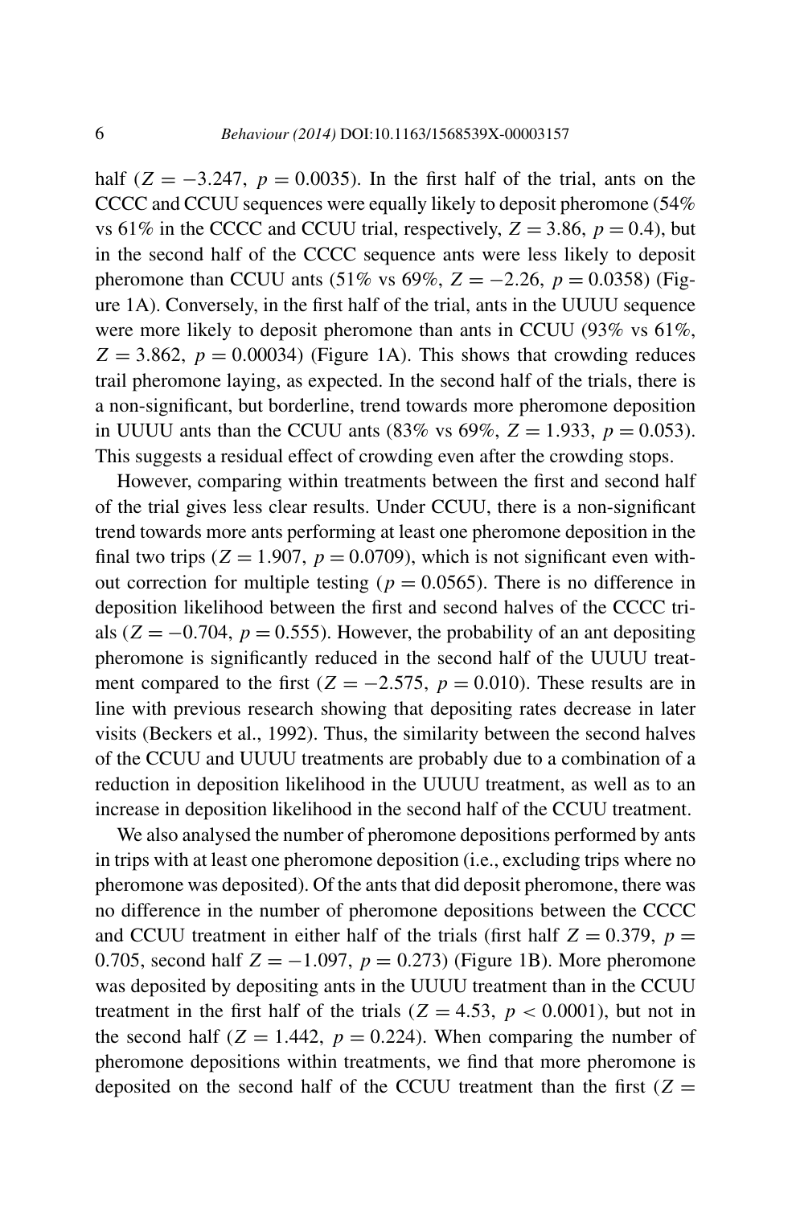half ($Z = -3.247$, $p = 0.0035$). In the first half of the trial, ants on the CCCC and CCUU sequences were equally likely to deposit pheromone (54% vs 61% in the CCCC and CCUU trial, respectively, $Z = 3.86$, $p = 0.4$), but in the second half of the CCCC sequence ants were less likely to deposit pheromone than CCUU ants (51% vs 69%, $Z = -2.26$, $p = 0.0358$) (Figure 1A). Conversely, in the first half of the trial, ants in the UUUU sequence were more likely to deposit pheromone than ants in CCUU (93% vs 61%, $Z = 3.862$, $p = 0.00034$) (Figure 1A). This shows that crowding reduces trail pheromone laying, as expected. In the second half of the trials, there is a non-significant, but borderline, trend towards more pheromone deposition in UUUU ants than the CCUU ants (83% vs 69%, $Z = 1.933$, $p = 0.053$). This suggests a residual effect of crowding even after the crowding stops.

However, comparing within treatments between the first and second half of the trial gives less clear results. Under CCUU, there is a non-significant trend towards more ants performing at least one pheromone deposition in the final two trips ($Z = 1.907$, $p = 0.0709$), which is not significant even without correction for multiple testing ($p = 0.0565$). There is no difference in deposition likelihood between the first and second halves of the CCCC trials ($Z = -0.704$, $p = 0.555$). However, the probability of an ant depositing pheromone is significantly reduced in the second half of the UUUU treatment compared to the first ($Z = -2.575$, $p = 0.010$). These results are in line with previous research showing that depositing rates decrease in later visits (Beckers et al., 1992). Thus, the similarity between the second halves of the CCUU and UUUU treatments are probably due to a combination of a reduction in deposition likelihood in the UUUU treatment, as well as to an increase in deposition likelihood in the second half of the CCUU treatment.

We also analysed the number of pheromone depositions performed by ants in trips with at least one pheromone deposition (i.e., excluding trips where no pheromone was deposited). Of the ants that did deposit pheromone, there was no difference in the number of pheromone depositions between the CCCC and CCUU treatment in either half of the trials (first half $Z = 0.379$, $p = 0.705$, second half $Z = -1.097$, $p = 0.273$) (Figure 1B). More pheromone was deposited by depositing ants in the UUUU treatment than in the CCUU treatment in the first half of the trials ($Z = 4.53$, $p < 0.0001$), but not in the second half ($Z = 1.442$, $p = 0.224$). When comparing the number of pheromone depositions within treatments, we find that more pheromone is deposited on the second half of the CCUU treatment than the first ($Z =$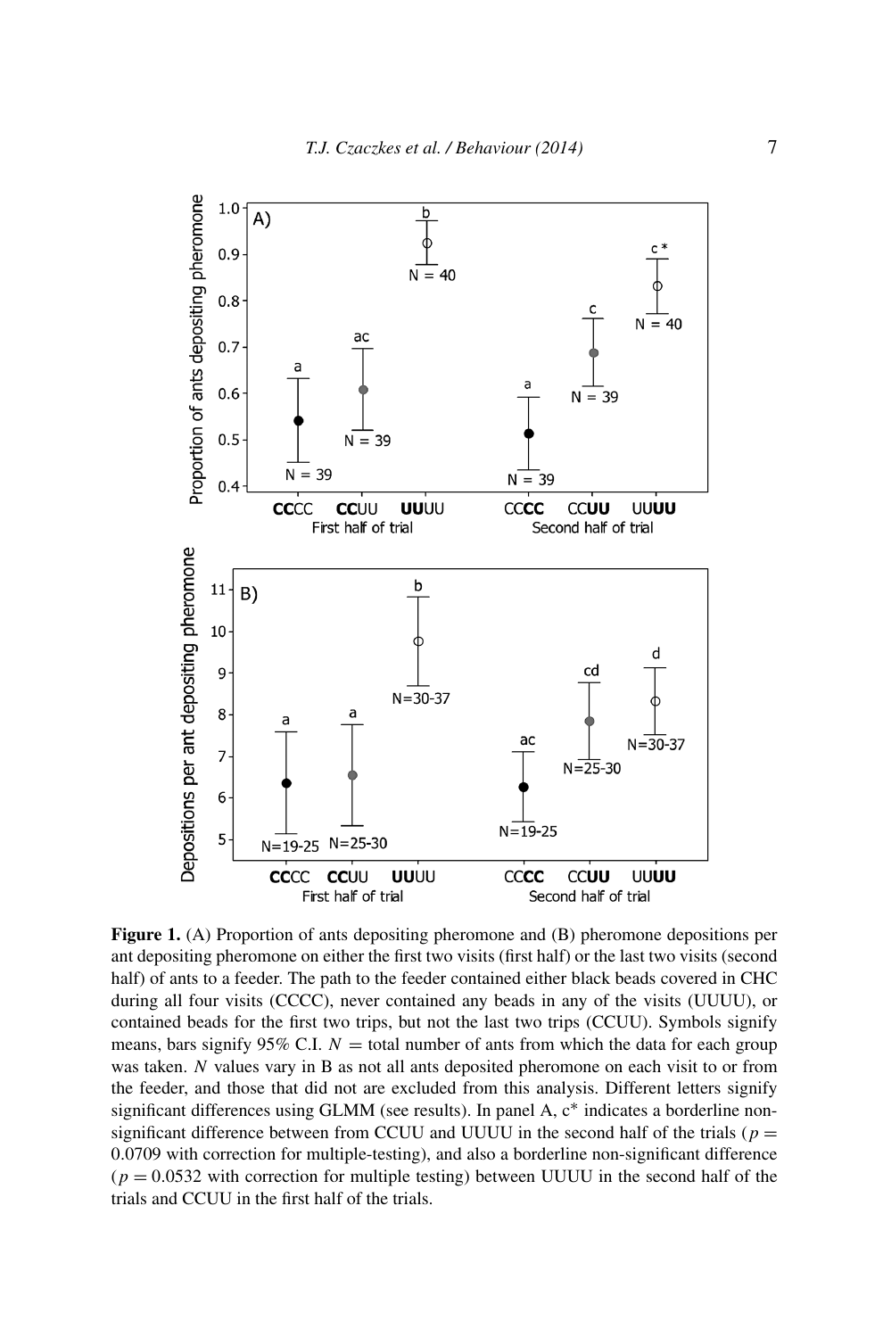**Figure 1.** (A) Proportion of ants depositing pheromone and (B) pheromone depositions per ant depositing pheromone on either the first two visits (first half) or the last two visits (second half) of ants to a feeder. The path to the feeder contained either black beads covered in CHC during all four visits (CCCC), never contained any beads in any of the visits (UUUU), or contained beads for the first two trips, but not the last two trips (CCUU). Symbols signify means, bars signify 95% C.I. $N$ = total number of ants from which the data for each group was taken. $N$ values vary in B as not all ants deposited pheromone on each visit to or from the feeder, and those that did not are excluded from this analysis. Different letters signify significant differences using GLMM (see results). In panel A, c* indicates a borderline non-significant difference between from CCUU and UUUU in the second half of the trials ($p = 0.0709$ with correction for multiple-testing), and also a borderline non-significant difference ($p = 0.0532$ with correction for multiple testing) between UUUU in the second half of the trials and CCUU in the first half of the trials.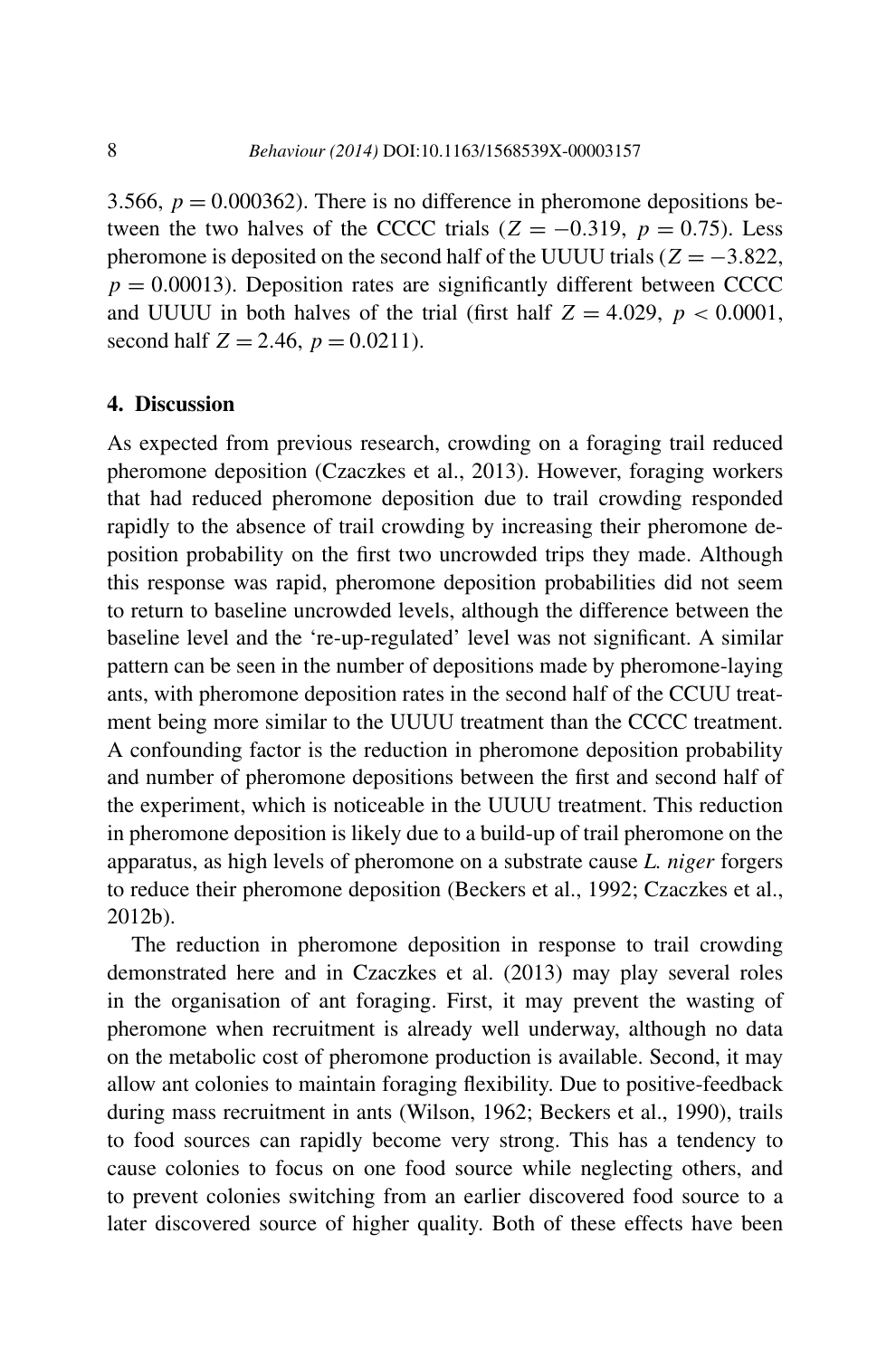3.566, $p = 0.000362$). There is no difference in pheromone depositions between the two halves of the CCCC trials ($Z = -0.319$, $p = 0.75$). Less pheromone is deposited on the second half of the UUUU trials ($Z = -3.822$, $p = 0.00013$). Deposition rates are significantly different between CCCC and UUUU in both halves of the trial (first half $Z = 4.029$, $p < 0.0001$, second half $Z = 2.46$, $p = 0.0211$).

## 4. Discussion

As expected from previous research, crowding on a foraging trail reduced pheromone deposition (Czaczkes et al., 2013). However, foraging workers that had reduced pheromone deposition due to trail crowding responded rapidly to the absence of trail crowding by increasing their pheromone deposition probability on the first two uncrowded trips they made. Although this response was rapid, pheromone deposition probabilities did not seem to return to baseline uncrowded levels, although the difference between the baseline level and the 're-up-regulated' level was not significant. A similar pattern can be seen in the number of depositions made by pheromone-laying ants, with pheromone deposition rates in the second half of the CCUU treatment being more similar to the UUUU treatment than the CCCC treatment. A confounding factor is the reduction in pheromone deposition probability and number of pheromone depositions between the first and second half of the experiment, which is noticeable in the UUUU treatment. This reduction in pheromone deposition is likely due to a build-up of trail pheromone on the apparatus, as high levels of pheromone on a substrate cause *L. niger* forgers to reduce their pheromone deposition (Beckers et al., 1992; Czaczkes et al., 2012b).

The reduction in pheromone deposition in response to trail crowding demonstrated here and in Czaczkes et al. (2013) may play several roles in the organisation of ant foraging. First, it may prevent the wasting of pheromone when recruitment is already well underway, although no data on the metabolic cost of pheromone production is available. Second, it may allow ant colonies to maintain foraging flexibility. Due to positive-feedback during mass recruitment in ants (Wilson, 1962; Beckers et al., 1990), trails to food sources can rapidly become very strong. This has a tendency to cause colonies to focus on one food source while neglecting others, and to prevent colonies switching from an earlier discovered food source to a later discovered source of higher quality. Both of these effects have been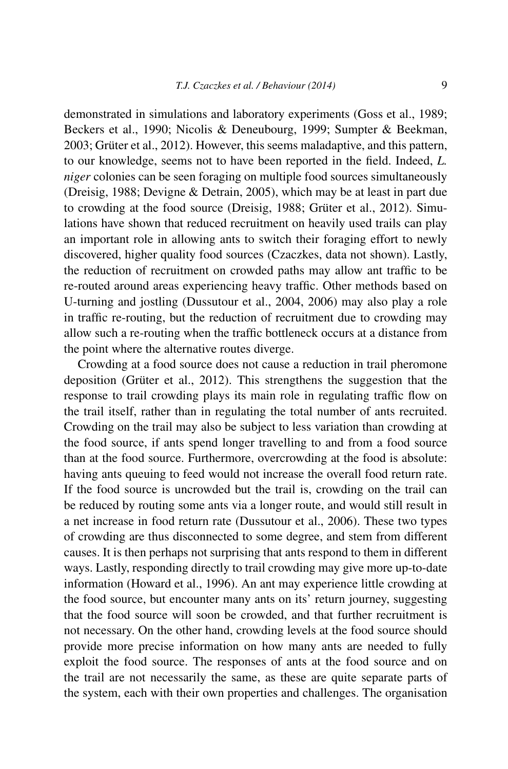demonstrated in simulations and laboratory experiments (Goss et al., 1989; Beckers et al., 1990; Nicolis & Deneubourg, 1999; Sumpter & Beekman, 2003; Grüter et al., 2012). However, this seems maladaptive, and this pattern, to our knowledge, seems not to have been reported in the field. Indeed, *L. niger* colonies can be seen foraging on multiple food sources simultaneously (Dreisig, 1988; Devigne & Detrain, 2005), which may be at least in part due to crowding at the food source (Dreisig, 1988; Grüter et al., 2012). Simulations have shown that reduced recruitment on heavily used trails can play an important role in allowing ants to switch their foraging effort to newly discovered, higher quality food sources (Czaczkes, data not shown). Lastly, the reduction of recruitment on crowded paths may allow ant traffic to be re-routed around areas experiencing heavy traffic. Other methods based on U-turning and jostling (Dussutour et al., 2004, 2006) may also play a role in traffic re-routing, but the reduction of recruitment due to crowding may allow such a re-routing when the traffic bottleneck occurs at a distance from the point where the alternative routes diverge.

Crowding at a food source does not cause a reduction in trail pheromone deposition (Grüter et al., 2012). This strengthens the suggestion that the response to trail crowding plays its main role in regulating traffic flow on the trail itself, rather than in regulating the total number of ants recruited. Crowding on the trail may also be subject to less variation than crowding at the food source, if ants spend longer travelling to and from a food source than at the food source. Furthermore, overcrowding at the food is absolute: having ants queuing to feed would not increase the overall food return rate. If the food source is uncrowded but the trail is, crowding on the trail can be reduced by routing some ants via a longer route, and would still result in a net increase in food return rate (Dussutour et al., 2006). These two types of crowding are thus disconnected to some degree, and stem from different causes. It is then perhaps not surprising that ants respond to them in different ways. Lastly, responding directly to trail crowding may give more up-to-date information (Howard et al., 1996). An ant may experience little crowding at the food source, but encounter many ants on its' return journey, suggesting that the food source will soon be crowded, and that further recruitment is not necessary. On the other hand, crowding levels at the food source should provide more precise information on how many ants are needed to fully exploit the food source. The responses of ants at the food source and on the trail are not necessarily the same, as these are quite separate parts of the system, each with their own properties and challenges. The organisation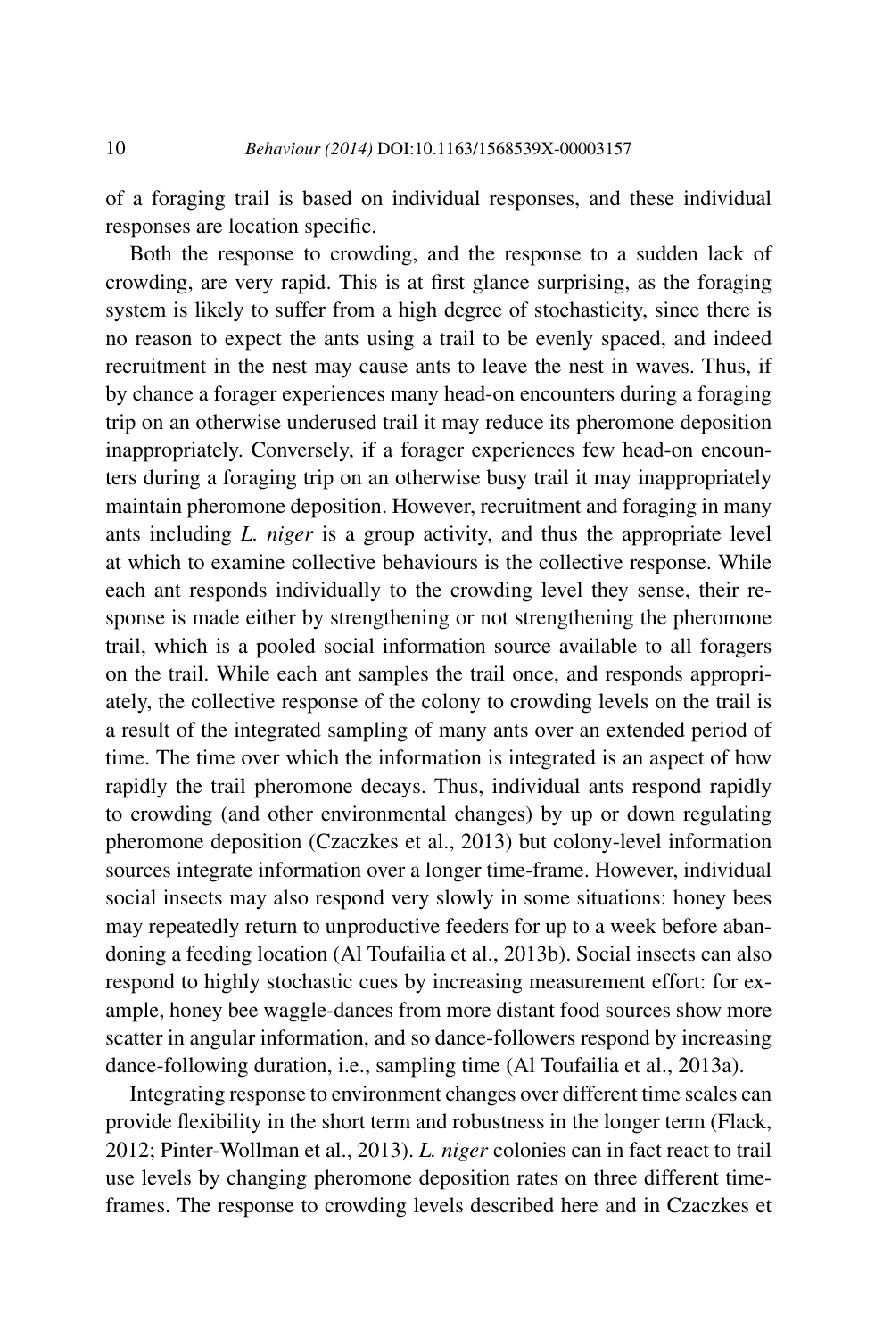of a foraging trail is based on individual responses, and these individual responses are location specific.

Both the response to crowding, and the response to a sudden lack of crowding, are very rapid. This is at first glance surprising, as the foraging system is likely to suffer from a high degree of stochasticity, since there is no reason to expect the ants using a trail to be evenly spaced, and indeed recruitment in the nest may cause ants to leave the nest in waves. Thus, if by chance a forager experiences many head-on encounters during a foraging trip on an otherwise underused trail it may reduce its pheromone deposition inappropriately. Conversely, if a forager experiences few head-on encounters during a foraging trip on an otherwise busy trail it may inappropriately maintain pheromone deposition. However, recruitment and foraging in many ants including *L. niger* is a group activity, and thus the appropriate level at which to examine collective behaviours is the collective response. While each ant responds individually to the crowding level they sense, their response is made either by strengthening or not strengthening the pheromone trail, which is a pooled social information source available to all foragers on the trail. While each ant samples the trail once, and responds appropriately, the collective response of the colony to crowding levels on the trail is a result of the integrated sampling of many ants over an extended period of time. The time over which the information is integrated is an aspect of how rapidly the trail pheromone decays. Thus, individual ants respond rapidly to crowding (and other environmental changes) by up or down regulating pheromone deposition (Czaczkes et al., 2013) but colony-level information sources integrate information over a longer time-frame. However, individual social insects may also respond very slowly in some situations: honey bees may repeatedly return to unproductive feeders for up to a week before abandoning a feeding location (Al Toufailia et al., 2013b). Social insects can also respond to highly stochastic cues by increasing measurement effort: for example, honey bee waggle-dances from more distant food sources show more scatter in angular information, and so dance-followers respond by increasing dance-following duration, i.e., sampling time (Al Toufailia et al., 2013a).

Integrating response to environment changes over different time scales can provide flexibility in the short term and robustness in the longer term (Flack, 2012; Pinter-Wollman et al., 2013). *L. niger* colonies can in fact react to trail use levels by changing pheromone deposition rates on three different time-frames. The response to crowding levels described here and in Czaczkes et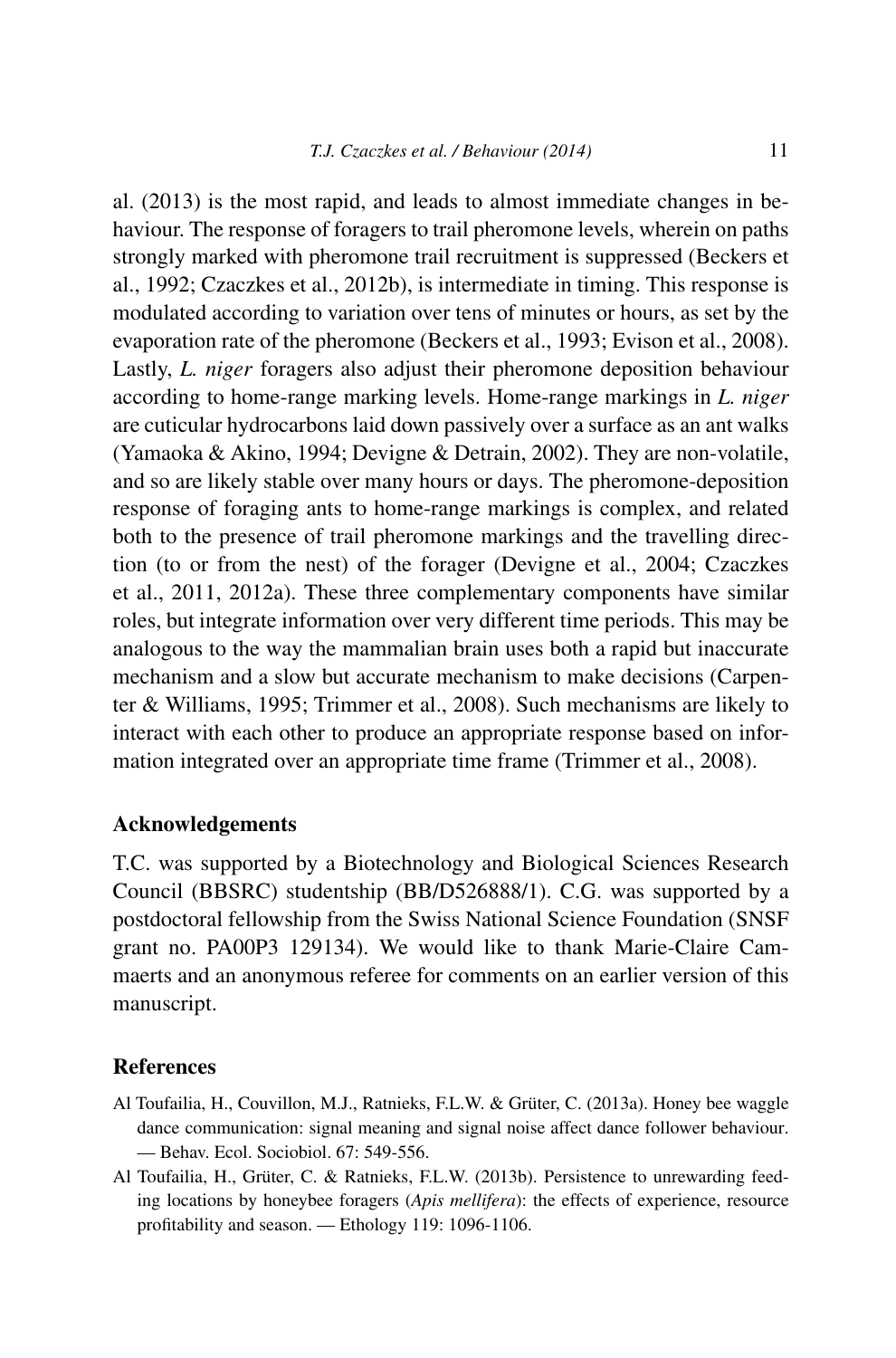al. (2013) is the most rapid, and leads to almost immediate changes in behaviour. The response of foragers to trail pheromone levels, wherein on paths strongly marked with pheromone trail recruitment is suppressed (Beckers et al., 1992; Czaczkes et al., 2012b), is intermediate in timing. This response is modulated according to variation over tens of minutes or hours, as set by the evaporation rate of the pheromone (Beckers et al., 1993; Evison et al., 2008). Lastly, *L. niger* foragers also adjust their pheromone deposition behaviour according to home-range marking levels. Home-range markings in *L. niger* are cuticular hydrocarbons laid down passively over a surface as an ant walks (Yamaoka & Akino, 1994; Devigne & Detrain, 2002). They are non-volatile, and so are likely stable over many hours or days. The pheromone-deposition response of foraging ants to home-range markings is complex, and related both to the presence of trail pheromone markings and the travelling direction (to or from the nest) of the forager (Devigne et al., 2004; Czaczkes et al., 2011, 2012a). These three complementary components have similar roles, but integrate information over very different time periods. This may be analogous to the way the mammalian brain uses both a rapid but inaccurate mechanism and a slow but accurate mechanism to make decisions (Carpenter & Williams, 1995; Trimmer et al., 2008). Such mechanisms are likely to interact with each other to produce an appropriate response based on information integrated over an appropriate time frame (Trimmer et al., 2008).

## Acknowledgements

T.C. was supported by a Biotechnology and Biological Sciences Research Council (BBSRC) studentship (BB/D526888/1). C.G. was supported by a postdoctoral fellowship from the Swiss National Science Foundation (SNSF grant no. PA00P3 129134). We would like to thank Marie-Claire Cammaerts and an anonymous referee for comments on an earlier version of this manuscript.

## References

Al Toufailia, H., Couvillon, M.J., Ratnieks, F.L.W. & Grüter, C. (2013a). Honey bee waggle dance communication: signal meaning and signal noise affect dance follower behaviour. — Behav. Ecol. Sociobiol. 67: 549-556.

Al Toufailia, H., Grüter, C. & Ratnieks, F.L.W. (2013b). Persistence to unrewarding feeding locations by honeybee foragers (*Apis mellifera*): the effects of experience, resource profitability and season. — Ethology 119: 1096-1106.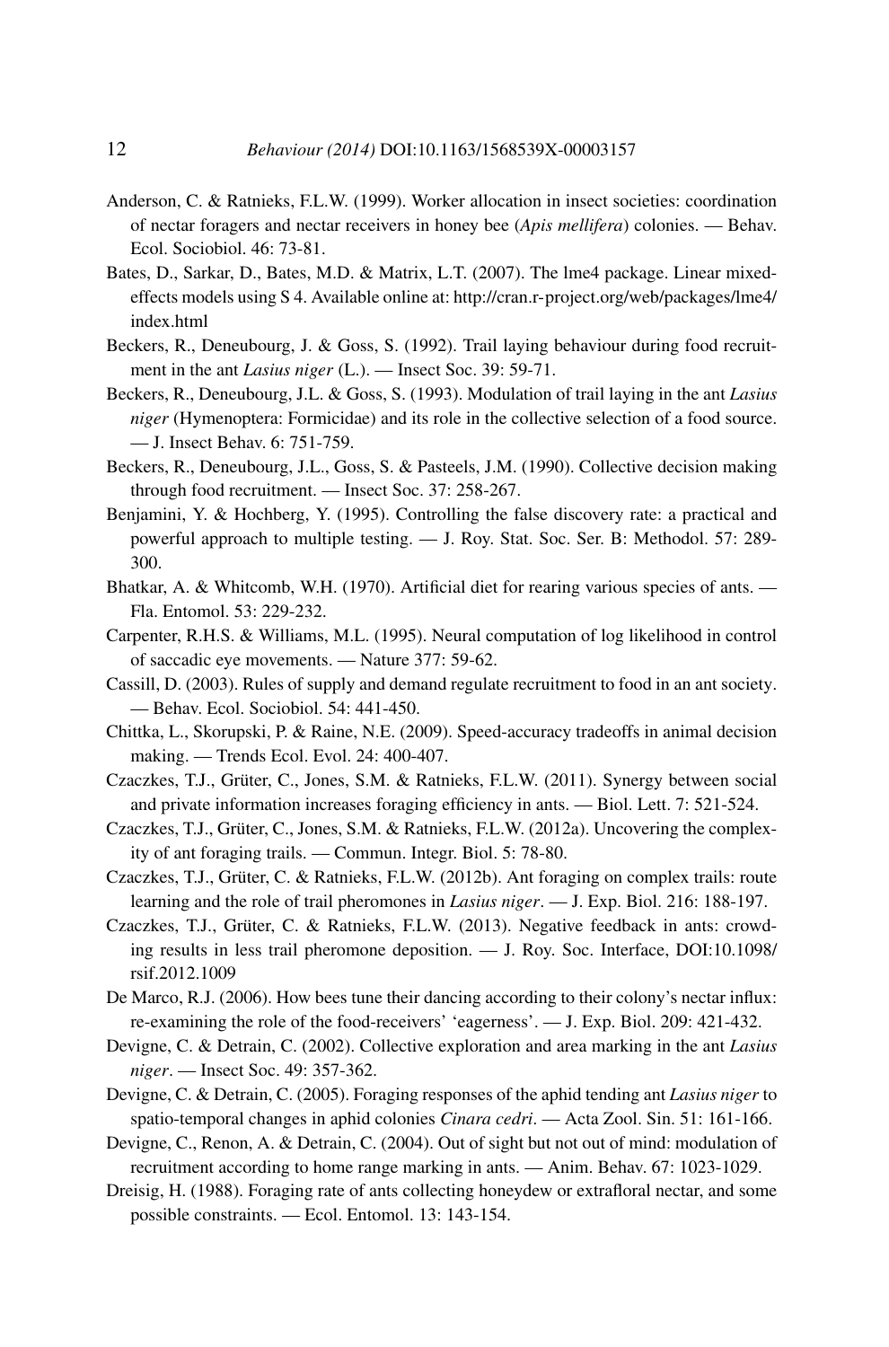Anderson, C. & Ratnieks, F.L.W. (1999). Worker allocation in insect societies: coordination of nectar foragers and nectar receivers in honey bee (*Apis mellifera*) colonies. — Behav. Ecol. Sociobiol. 46: 73-81.

Bates, D., Sarkar, D., Bates, M.D. & Matrix, L.T. (2007). The lme4 package. Linear mixed-effects models using S 4. Available online at: http://cran.r-project.org/web/packages/lme4/index.html

Beckers, R., Deneubourg, J. & Goss, S. (1992). Trail laying behaviour during food recruitment in the ant *Lasius niger* (L.). — Insect Soc. 39: 59-71.

Beckers, R., Deneubourg, J.L. & Goss, S. (1993). Modulation of trail laying in the ant *Lasius niger* (Hymenoptera: Formicidae) and its role in the collective selection of a food source. — J. Insect Behav. 6: 751-759.

Beckers, R., Deneubourg, J.L., Goss, S. & Pasteels, J.M. (1990). Collective decision making through food recruitment. — Insect Soc. 37: 258-267.

Benjamini, Y. & Hochberg, Y. (1995). Controlling the false discovery rate: a practical and powerful approach to multiple testing. — J. Roy. Stat. Soc. Ser. B: Methodol. 57: 289-300.

Bhatkar, A. & Whitcomb, W.H. (1970). Artificial diet for rearing various species of ants. — Fla. Entomol. 53: 229-232.

Carpenter, R.H.S. & Williams, M.L. (1995). Neural computation of log likelihood in control of saccadic eye movements. — Nature 377: 59-62.

Cassill, D. (2003). Rules of supply and demand regulate recruitment to food in an ant society. — Behav. Ecol. Sociobiol. 54: 441-450.

Chittka, L., Skorupski, P. & Raine, N.E. (2009). Speed-accuracy tradeoffs in animal decision making. — Trends Ecol. Evol. 24: 400-407.

Czaczkes, T.J., Grüter, C., Jones, S.M. & Ratnieks, F.L.W. (2011). Synergy between social and private information increases foraging efficiency in ants. — Biol. Lett. 7: 521-524.

Czaczkes, T.J., Grüter, C., Jones, S.M. & Ratnieks, F.L.W. (2012a). Uncovering the complexity of ant foraging trails. — Commun. Integr. Biol. 5: 78-80.

Czaczkes, T.J., Grüter, C. & Ratnieks, F.L.W. (2012b). Ant foraging on complex trails: route learning and the role of trail pheromones in *Lasius niger*. — J. Exp. Biol. 216: 188-197.

Czaczkes, T.J., Grüter, C. & Ratnieks, F.L.W. (2013). Negative feedback in ants: crowding results in less trail pheromone deposition. — J. Roy. Soc. Interface, DOI:10.1098/rsif.2012.1009

De Marco, R.J. (2006). How bees tune their dancing according to their colony's nectar influx: re-examining the role of the food-receivers' 'eagerness'. — J. Exp. Biol. 209: 421-432.

Devigne, C. & Detrain, C. (2002). Collective exploration and area marking in the ant *Lasius niger*. — Insect Soc. 49: 357-362.

Devigne, C. & Detrain, C. (2005). Foraging responses of the aphid tending ant *Lasius niger* to spatio-temporal changes in aphid colonies *Cinara cedri*. — Acta Zool. Sin. 51: 161-166.

Devigne, C., Renon, A. & Detrain, C. (2004). Out of sight but not out of mind: modulation of recruitment according to home range marking in ants. — Anim. Behav. 67: 1023-1029.

Dreisig, H. (1988). Foraging rate of ants collecting honeydew or extrafloral nectar, and some possible constraints. — Ecol. Entomol. 13: 143-154.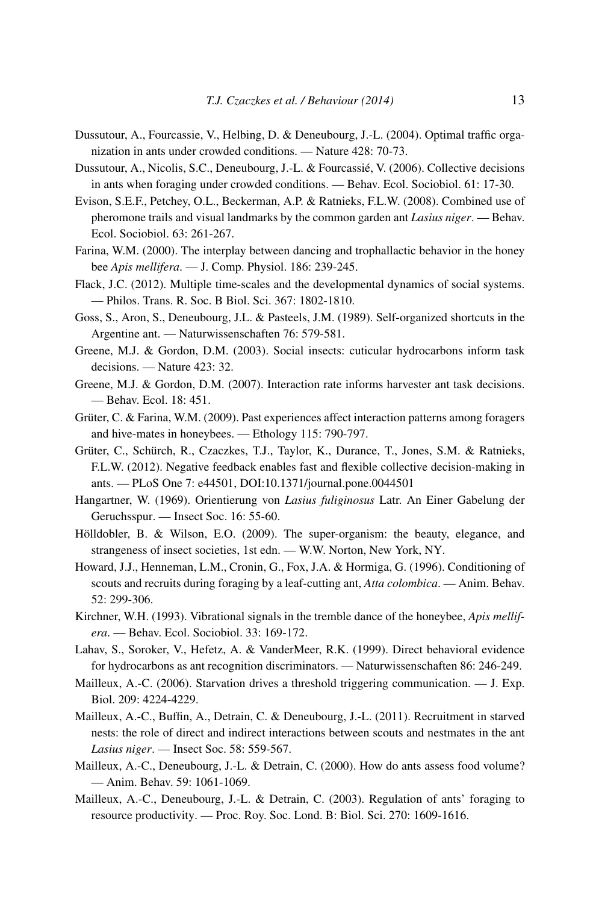Dussutour, A., Fourcassie, V., Helbing, D. & Deneubourg, J.-L. (2004). Optimal traffic organization in ants under crowded conditions. — Nature 428: 70-73.

Dussutour, A., Nicolis, S.C., Deneubourg, J.-L. & Fourcassié, V. (2006). Collective decisions in ants when foraging under crowded conditions. — Behav. Ecol. Sociobiol. 61: 17-30.

Evison, S.E.F., Petchey, O.L., Beckerman, A.P. & Ratnieks, F.L.W. (2008). Combined use of pheromone trails and visual landmarks by the common garden ant *Lasius niger*. — Behav. Ecol. Sociobiol. 63: 261-267.

Farina, W.M. (2000). The interplay between dancing and trophallactic behavior in the honey bee *Apis mellifera*. — J. Comp. Physiol. 186: 239-245.

Flack, J.C. (2012). Multiple time-scales and the developmental dynamics of social systems. — Philos. Trans. R. Soc. B Biol. Sci. 367: 1802-1810.

Goss, S., Aron, S., Deneubourg, J.L. & Pasteels, J.M. (1989). Self-organized shortcuts in the Argentine ant. — Naturwissenschaften 76: 579-581.

Greene, M.J. & Gordon, D.M. (2003). Social insects: cuticular hydrocarbons inform task decisions. — Nature 423: 32.

Greene, M.J. & Gordon, D.M. (2007). Interaction rate informs harvester ant task decisions. — Behav. Ecol. 18: 451.

Grüter, C. & Farina, W.M. (2009). Past experiences affect interaction patterns among foragers and hive-mates in honeybees. — Ethology 115: 790-797.

Grüter, C., Schürch, R., Czaczkes, T.J., Taylor, K., Durance, T., Jones, S.M. & Ratnieks, F.L.W. (2012). Negative feedback enables fast and flexible collective decision-making in ants. — PLoS One 7: e44501, DOI:10.1371/journal.pone.0044501

Hangartner, W. (1969). Orientierung von *Lasius fuliginosus* Latr. An Einer Gabelung der Geruchsspur. — Insect Soc. 16: 55-60.

Hölldobler, B. & Wilson, E.O. (2009). The super-organism: the beauty, elegance, and strangeness of insect societies, 1st edn. — W.W. Norton, New York, NY.

Howard, J.J., Henneman, L.M., Cronin, G., Fox, J.A. & Hormiga, G. (1996). Conditioning of scouts and recruits during foraging by a leaf-cutting ant, *Atta colombica*. — Anim. Behav. 52: 299-306.

Kirchner, W.H. (1993). Vibrational signals in the tremble dance of the honeybee, *Apis mellifera*. — Behav. Ecol. Sociobiol. 33: 169-172.

Lahav, S., Soroker, V., Hefetz, A. & VanderMeer, R.K. (1999). Direct behavioral evidence for hydrocarbons as ant recognition discriminators. — Naturwissenschaften 86: 246-249.

Mailleux, A.-C. (2006). Starvation drives a threshold triggering communication. — J. Exp. Biol. 209: 4224-4229.

Mailleux, A.-C., Buffin, A., Detrain, C. & Deneubourg, J.-L. (2011). Recruitment in starved nests: the role of direct and indirect interactions between scouts and nestmates in the ant *Lasius niger*. — Insect Soc. 58: 559-567.

Mailleux, A.-C., Deneubourg, J.-L. & Detrain, C. (2000). How do ants assess food volume? — Anim. Behav. 59: 1061-1069.

Mailleux, A.-C., Deneubourg, J.-L. & Detrain, C. (2003). Regulation of ants' foraging to resource productivity. — Proc. Roy. Soc. Lond. B: Biol. Sci. 270: 1609-1616.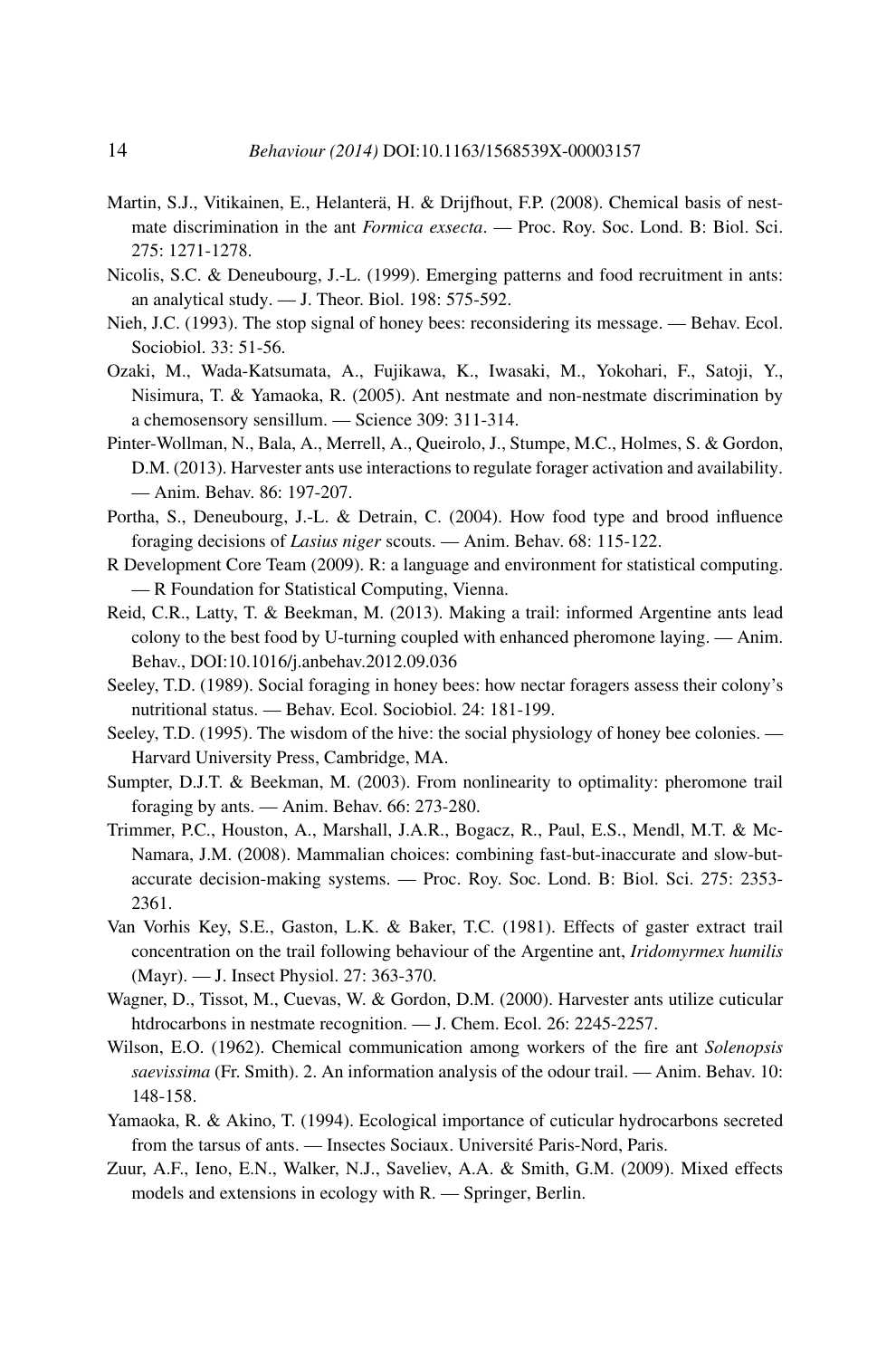Martin, S.J., Vitikainen, E., Helanterä, H. & Drijfhout, F.P. (2008). Chemical basis of nestmate discrimination in the ant *Formica exsecta*. — Proc. Roy. Soc. Lond. B: Biol. Sci. 275: 1271-1278.

Nicolis, S.C. & Deneubourg, J.-L. (1999). Emerging patterns and food recruitment in ants: an analytical study. — J. Theor. Biol. 198: 575-592.

Nieh, J.C. (1993). The stop signal of honey bees: reconsidering its message. — Behav. Ecol. Sociobiol. 33: 51-56.

Ozaki, M., Wada-Katsumata, A., Fujikawa, K., Iwasaki, M., Yokohari, F., Satoji, Y., Nisimura, T. & Yamaoka, R. (2005). Ant nestmate and non-nestmate discrimination by a chemosensory sensillum. — Science 309: 311-314.

Pinter-Wollman, N., Bala, A., Merrell, A., Queirolo, J., Stumpe, M.C., Holmes, S. & Gordon, D.M. (2013). Harvester ants use interactions to regulate forager activation and availability. — Anim. Behav. 86: 197-207.

Portha, S., Deneubourg, J.-L. & Detrain, C. (2004). How food type and brood influence foraging decisions of *Lasius niger* scouts. — Anim. Behav. 68: 115-122.

R Development Core Team (2009). R: a language and environment for statistical computing. — R Foundation for Statistical Computing, Vienna.

Reid, C.R., Latty, T. & Beekman, M. (2013). Making a trail: informed Argentine ants lead colony to the best food by U-turning coupled with enhanced pheromone laying. — Anim. Behav., DOI:10.1016/j.anbehav.2012.09.036

Seeley, T.D. (1989). Social foraging in honey bees: how nectar foragers assess their colony's nutritional status. — Behav. Ecol. Sociobiol. 24: 181-199.

Seeley, T.D. (1995). The wisdom of the hive: the social physiology of honey bee colonies. — Harvard University Press, Cambridge, MA.

Sumpter, D.J.T. & Beekman, M. (2003). From nonlinearity to optimality: pheromone trail foraging by ants. — Anim. Behav. 66: 273-280.

Trimmer, P.C., Houston, A., Marshall, J.A.R., Bogacz, R., Paul, E.S., Mendl, M.T. & McNamara, J.M. (2008). Mammalian choices: combining fast-but-inaccurate and slow-but-accurate decision-making systems. — Proc. Roy. Soc. Lond. B: Biol. Sci. 275: 2353-2361.

Van Vorhis Key, S.E., Gaston, L.K. & Baker, T.C. (1981). Effects of gaster extract trail concentration on the trail following behaviour of the Argentine ant, *Iridomyrmex humilis* (Mayr). — J. Insect Physiol. 27: 363-370.

Wagner, D., Tissot, M., Cuevas, W. & Gordon, D.M. (2000). Harvester ants utilize cuticular htdrocarbons in nestmate recognition. — J. Chem. Ecol. 26: 2245-2257.

Wilson, E.O. (1962). Chemical communication among workers of the fire ant *Solenopsis saevissima* (Fr. Smith). 2. An information analysis of the odour trail. — Anim. Behav. 10: 148-158.

Yamaoka, R. & Akino, T. (1994). Ecological importance of cuticular hydrocarbons secreted from the tarsus of ants. — Insectes Sociaux. Université Paris-Nord, Paris.

Zuur, A.F., Ieno, E.N., Walker, N.J., Saveliev, A.A. & Smith, G.M. (2009). Mixed effects models and extensions in ecology with R. — Springer, Berlin.